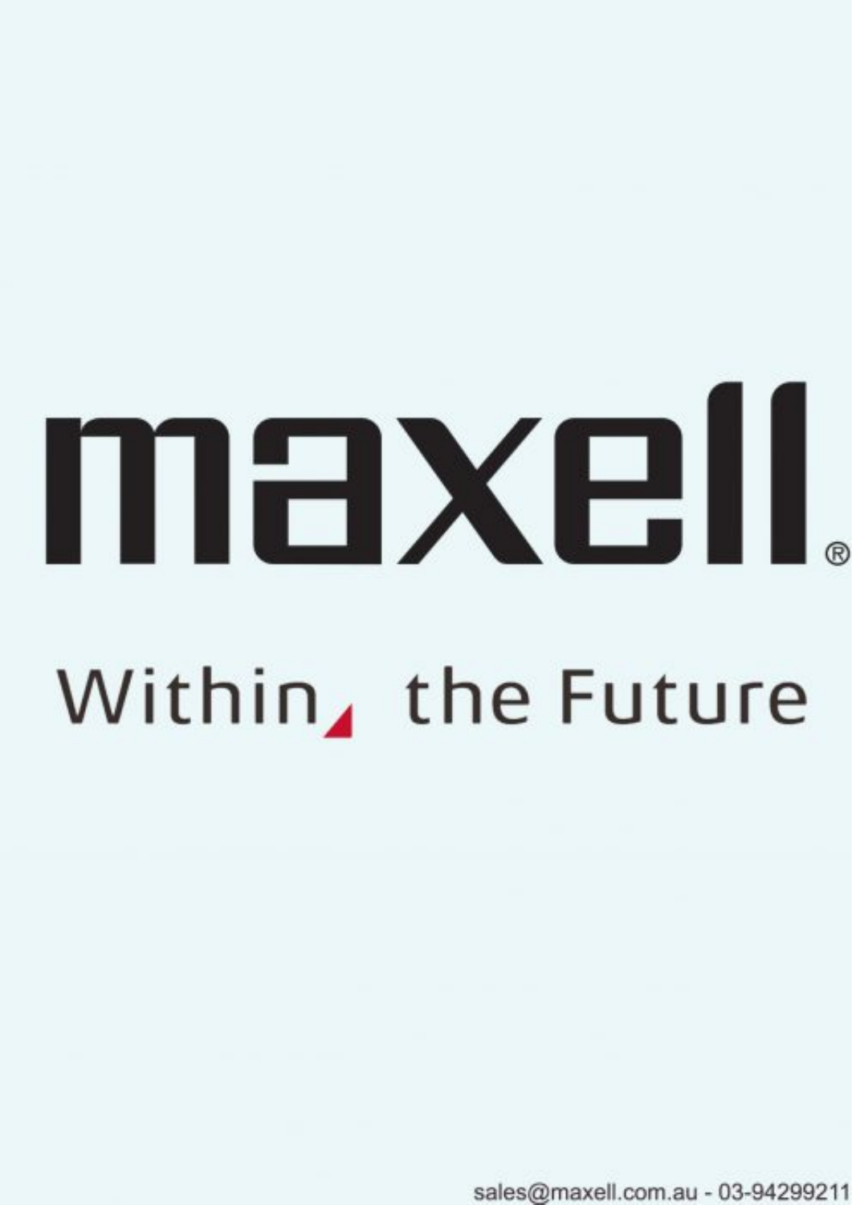# maxell®

Within the Future

sales@maxell.com.au - 03-94299211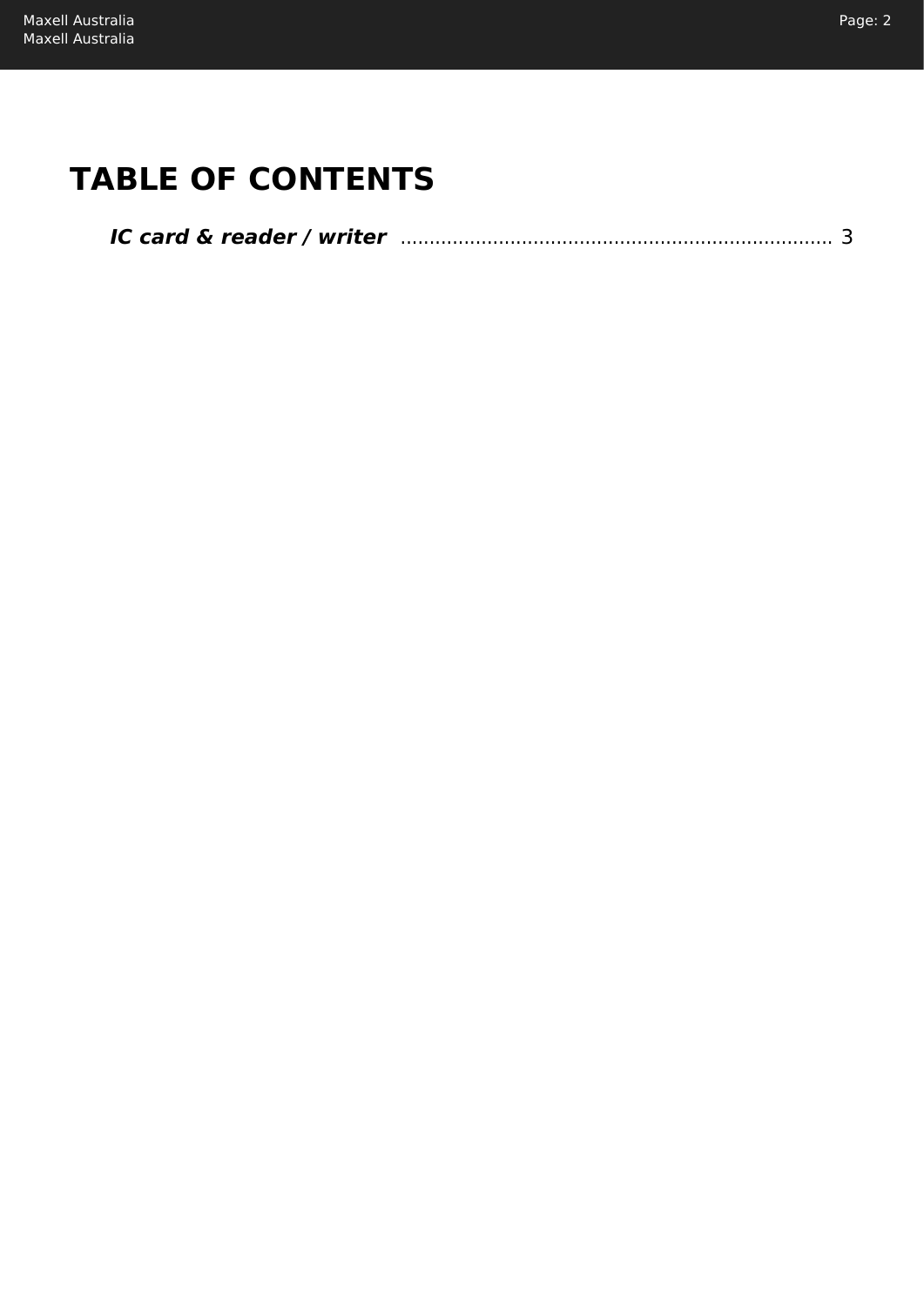# TABLE OF CONTENTS

***IC card & reader / writer*** ........................................................................ 3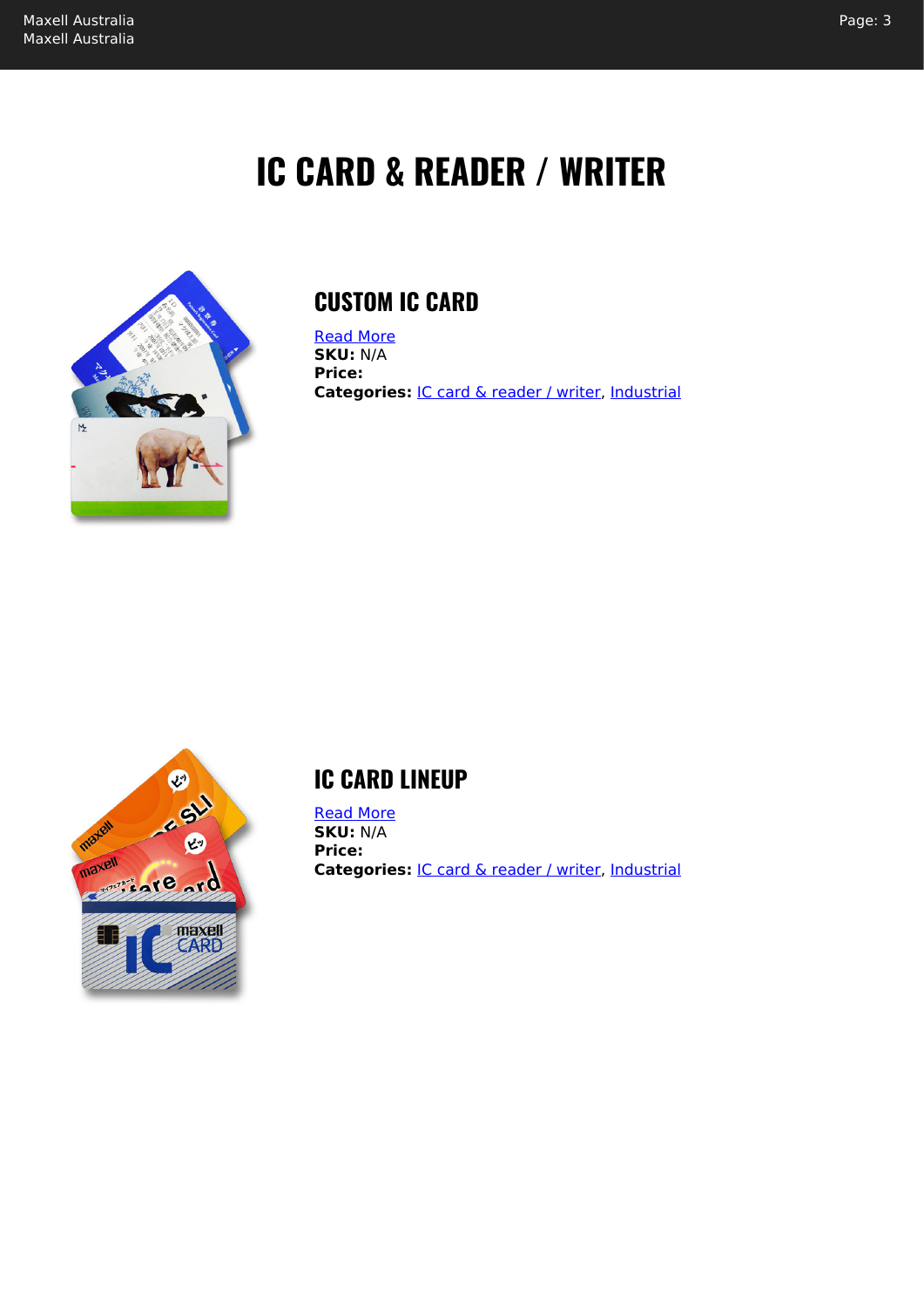# IC CARD & READER / WRITER

## CUSTOM IC CARD

Read More
**SKU:** N/A
**Price:**
**Categories:** IC card & reader / writer, Industrial

## IC CARD LINEUP

Read More
**SKU:** N/A
**Price:**
**Categories:** IC card & reader / writer, Industrial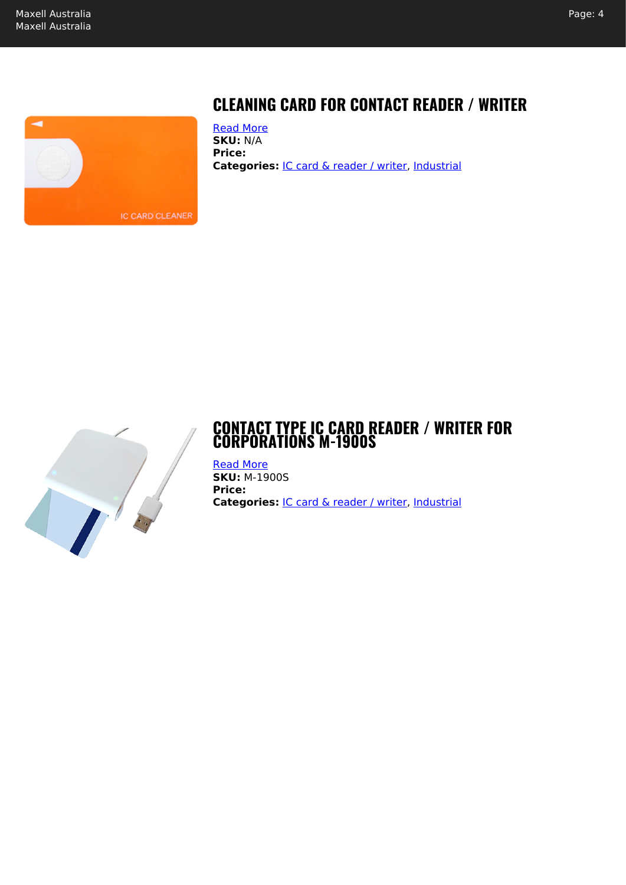## CLEANING CARD FOR CONTACT READER / WRITER

Read More

**SKU:** N/A

**Price:**

**Categories:** IC card & reader / writer, Industrial

## CONTACT TYPE IC CARD READER / WRITER FOR CORPORATIONS M-1900S

Read More

**SKU:** M-1900S

**Price:**

**Categories:** IC card & reader / writer, Industrial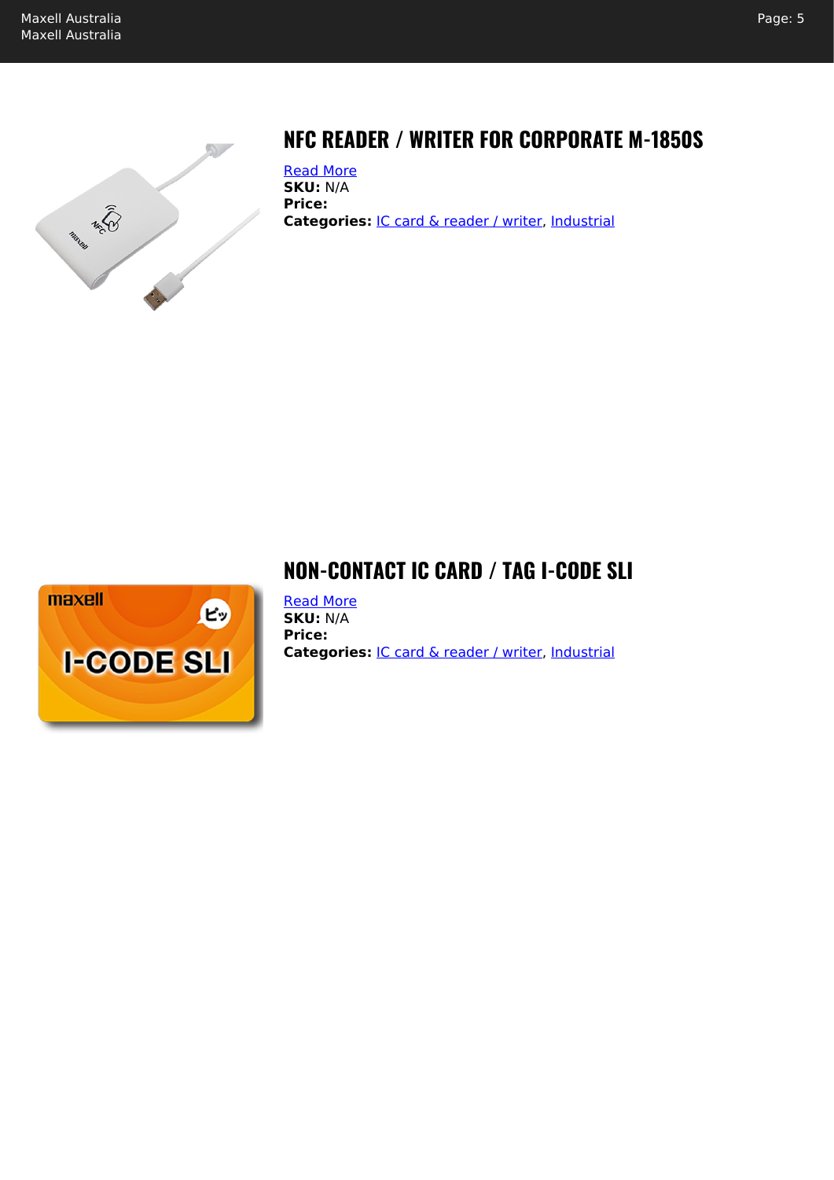## NFC READER / WRITER FOR CORPORATE M-1850S

Read More
**SKU:** N/A
**Price:**
**Categories:** IC card & reader / writer, Industrial

## NON-CONTACT IC CARD / TAG I-CODE SLI

Read More
**SKU:** N/A
**Price:**
**Categories:** IC card & reader / writer, Industrial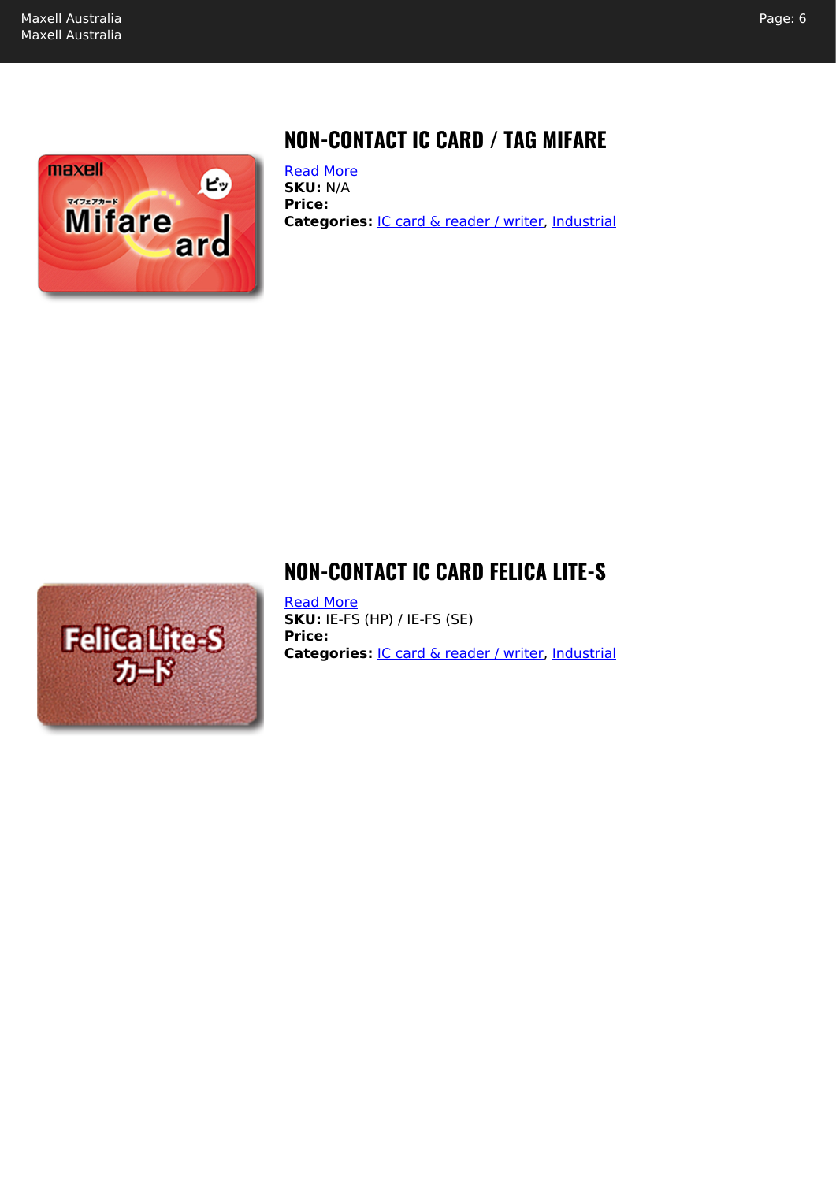## NON-CONTACT IC CARD / TAG MIFARE

Read More
**SKU:** N/A
**Price:**
**Categories:** IC card & reader / writer, Industrial

## NON-CONTACT IC CARD FELICA LITE-S

Read More
**SKU:** IE-FS (HP) / IE-FS (SE)
**Price:**
**Categories:** IC card & reader / writer, Industrial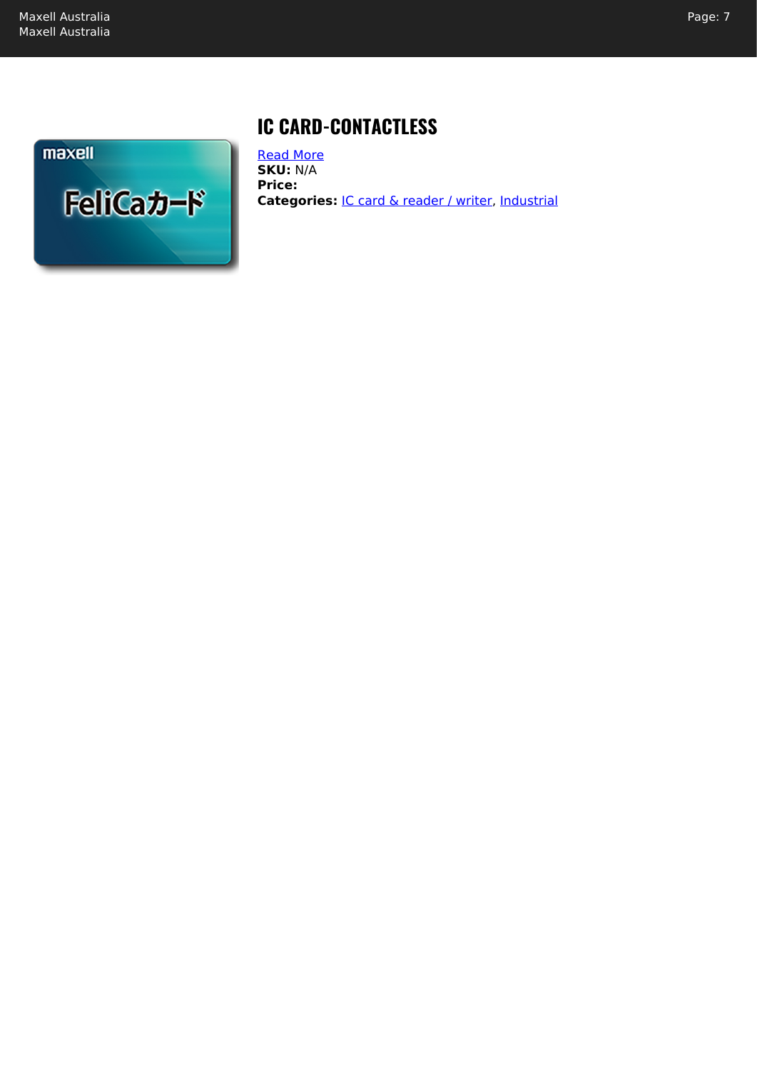## IC CARD-CONTACTLESS

[Read More]

**SKU:** N/A
**Price:**
**Categories:** IC card & reader / writer, Industrial